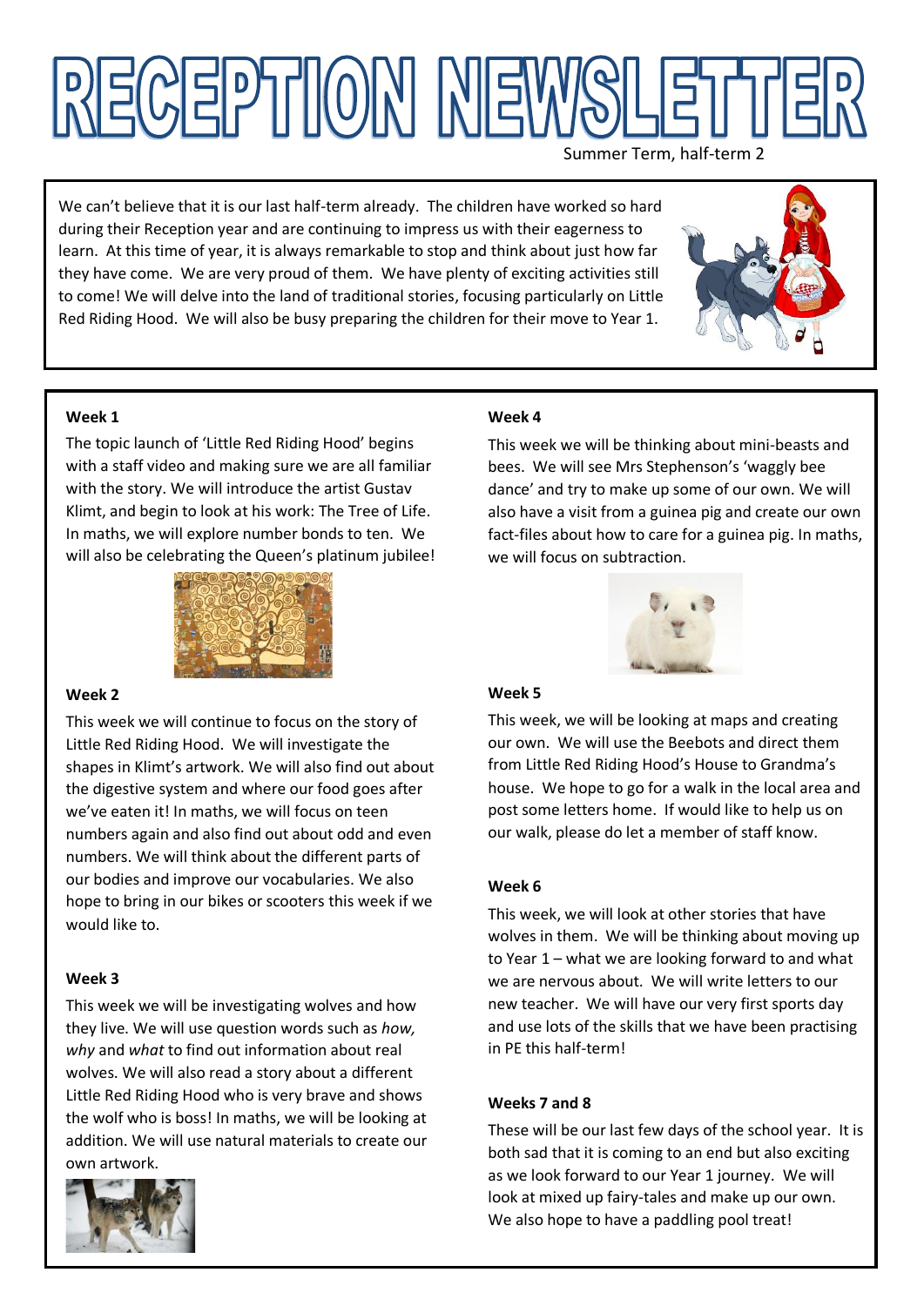# RECEPTION NEWSLETTER

Summer Term, half-term 2

We can't believe that it is our last half-term already. The children have worked so hard during their Reception year and are continuing to impress us with their eagerness to learn. At this time of year, it is always remarkable to stop and think about just how far they have come. We are very proud of them. We have plenty of exciting activities still to come! We will delve into the land of traditional stories, focusing particularly on Little Red Riding Hood. We will also be busy preparing the children for their move to Year 1.

**Week 1**

The topic launch of 'Little Red Riding Hood' begins with a staff video and making sure we are all familiar with the story. We will introduce the artist Gustav Klimt, and begin to look at his work: The Tree of Life. In maths, we will explore number bonds to ten. We will also be celebrating the Queen's platinum jubilee!

**Week 2**

This week we will continue to focus on the story of Little Red Riding Hood. We will investigate the shapes in Klimt's artwork. We will also find out about the digestive system and where our food goes after we've eaten it! In maths, we will focus on teen numbers again and also find out about odd and even numbers. We will think about the different parts of our bodies and improve our vocabularies. We also hope to bring in our bikes or scooters this week if we would like to.

**Week 3**

This week we will be investigating wolves and how they live. We will use question words such as *how, why* and *what* to find out information about real wolves. We will also read a story about a different Little Red Riding Hood who is very brave and shows the wolf who is boss! In maths, we will be looking at addition. We will use natural materials to create our own artwork.

**Week 4**

This week we will be thinking about mini-beasts and bees. We will see Mrs Stephenson's 'waggly bee dance' and try to make up some of our own. We will also have a visit from a guinea pig and create our own fact-files about how to care for a guinea pig. In maths, we will focus on subtraction.

**Week 5**

This week, we will be looking at maps and creating our own. We will use the Beebots and direct them from Little Red Riding Hood's House to Grandma's house. We hope to go for a walk in the local area and post some letters home. If would like to help us on our walk, please do let a member of staff know.

**Week 6**

This week, we will look at other stories that have wolves in them. We will be thinking about moving up to Year 1 – what we are looking forward to and what we are nervous about. We will write letters to our new teacher. We will have our very first sports day and use lots of the skills that we have been practising in PE this half-term!

**Weeks 7 and 8**

These will be our last few days of the school year. It is both sad that it is coming to an end but also exciting as we look forward to our Year 1 journey. We will look at mixed up fairy-tales and make up our own. We also hope to have a paddling pool treat!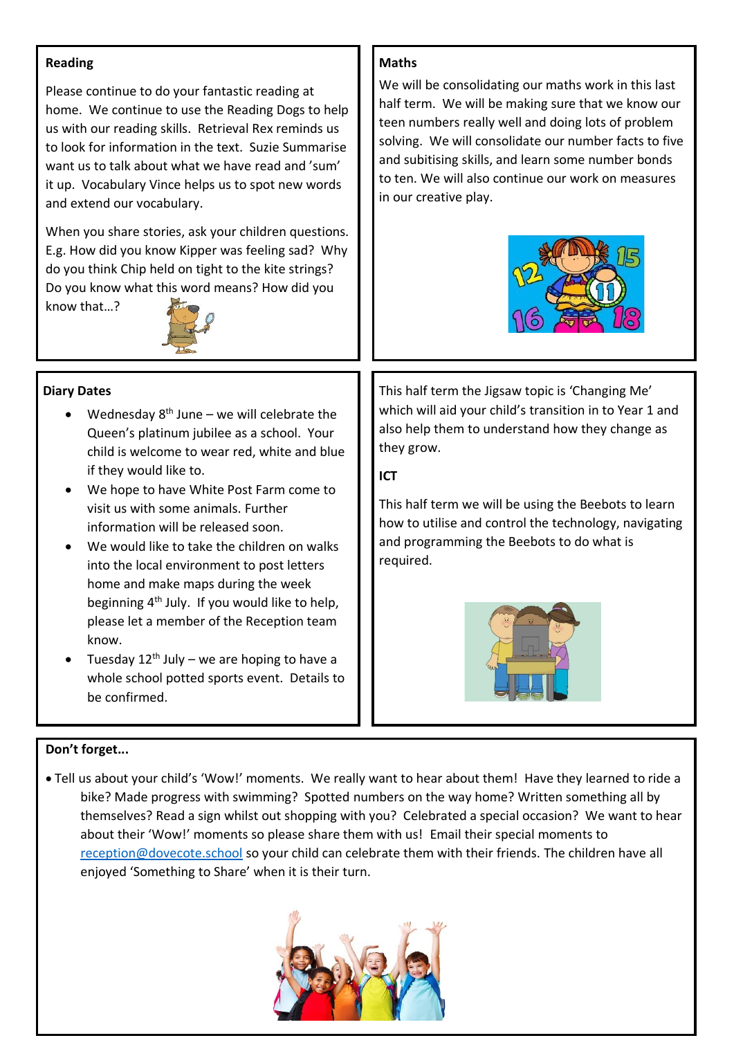## Reading

Please continue to do your fantastic reading at home. We continue to use the Reading Dogs to help us with our reading skills. Retrieval Rex reminds us to look for information in the text. Suzie Summarise want us to talk about what we have read and 'sum' it up. Vocabulary Vince helps us to spot new words and extend our vocabulary.

When you share stories, ask your children questions. E.g. How did you know Kipper was feeling sad? Why do you think Chip held on tight to the kite strings? Do you know what this word means? How did you know that…?

## Maths

We will be consolidating our maths work in this last half term. We will be making sure that we know our teen numbers really well and doing lots of problem solving. We will consolidate our number facts to five and subitising skills, and learn some number bonds to ten. We will also continue our work on measures in our creative play.

## Diary Dates

- Wednesday 8th June – we will celebrate the Queen's platinum jubilee as a school. Your child is welcome to wear red, white and blue if they would like to.
- We hope to have White Post Farm come to visit us with some animals. Further information will be released soon.
- We would like to take the children on walks into the local environment to post letters home and make maps during the week beginning 4th July. If you would like to help, please let a member of the Reception team know.
- Tuesday 12th July – we are hoping to have a whole school potted sports event. Details to be confirmed.

This half term the Jigsaw topic is 'Changing Me' which will aid your child's transition in to Year 1 and also help them to understand how they change as they grow.

## ICT

This half term we will be using the Beebots to learn how to utilise and control the technology, navigating and programming the Beebots to do what is required.

## Don't forget...

- Tell us about your child's 'Wow!' moments. We really want to hear about them! Have they learned to ride a bike? Made progress with swimming? Spotted numbers on the way home? Written something all by themselves? Read a sign whilst out shopping with you? Celebrated a special occasion? We want to hear about their 'Wow!' moments so please share them with us! Email their special moments to reception@dovecote.school so your child can celebrate them with their friends. The children have all enjoyed 'Something to Share' when it is their turn.